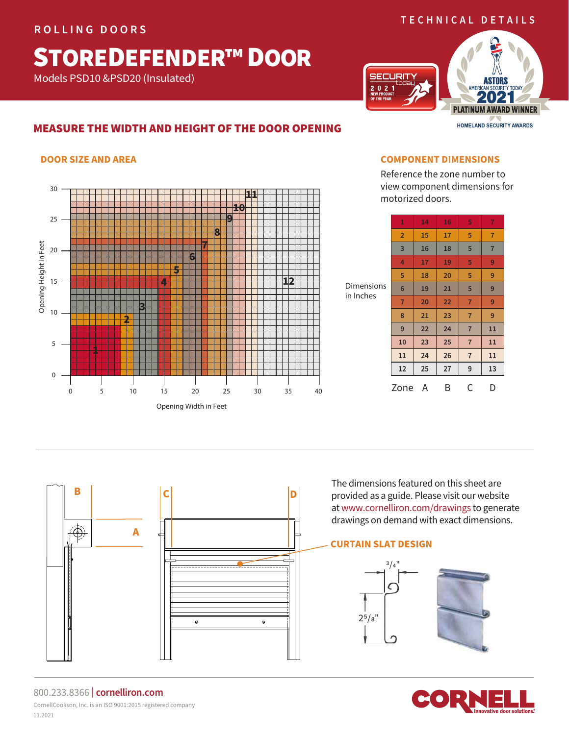ROLLING DOORS

# STOREDEFENDER™ DOOR

Models PSD10 &PSD20 (Insulated)

TECHNICAL DETAILS

## MEASURE THE WIDTH AND HEIGHT OF THE DOOR OPENING

### DOOR SIZE AND AREA

### COMPONENT DIMENSIONS

Reference the zone number to view component dimensions for motorized doors.

Dimensions in Inches

| Zone | A | B | C | D |
|---|---|---|---|---|
| 1 | 14 | 16 | 5 | 7 |
| 2 | 15 | 17 | 5 | 7 |
| 3 | 16 | 18 | 5 | 7 |
| 4 | 17 | 19 | 5 | 9 |
| 5 | 18 | 20 | 5 | 9 |
| 6 | 19 | 21 | 5 | 9 |
| 7 | 20 | 22 | 7 | 9 |
| 8 | 21 | 23 | 7 | 9 |
| 9 | 22 | 24 | 7 | 11 |
| 10 | 23 | 25 | 7 | 11 |
| 11 | 24 | 26 | 7 | 11 |
| 12 | 25 | 27 | 9 | 13 |

The dimensions featured on this sheet are provided as a guide. Please visit our website at www.cornelliron.com/drawings to generate drawings on demand with exact dimensions.

### CURTAIN SLAT DESIGN

3/4"

2 5/8"

800.233.8366 | cornelliron.com

CornellCookson, Inc. is an ISO 9001:2015 registered company

11.2021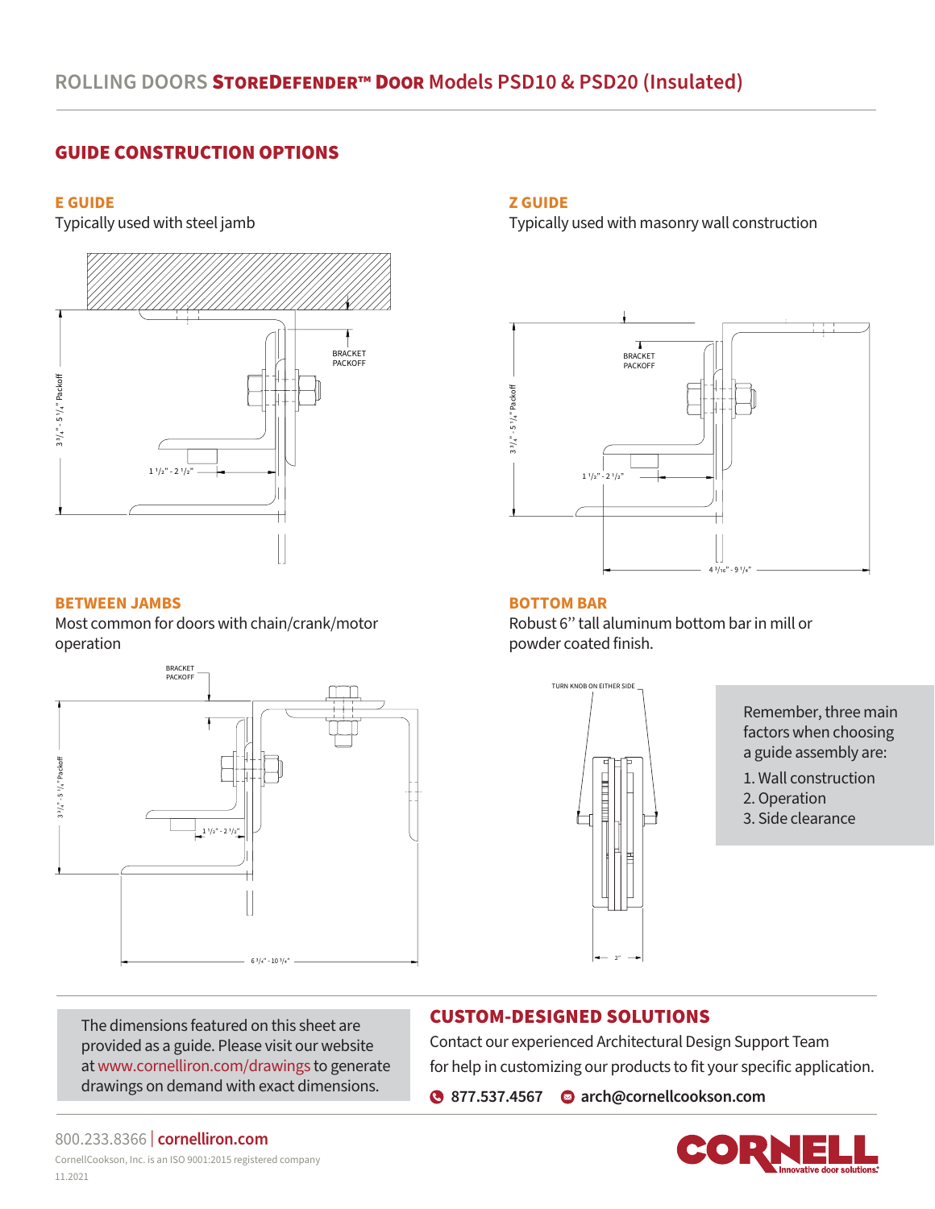# ROLLING DOORS STOREDEFENDER™ DOOR Models PSD10 & PSD20 (Insulated)

## GUIDE CONSTRUCTION OPTIONS

### E GUIDE

Typically used with steel jamb

BRACKET PACKOFF

3 $^{3}/_{4}$" - 5 $^{1}/_{4}$" Packoff

1 $^{1}/_{2}$" - 2 $^{1}/_{2}$"

### Z GUIDE

Typically used with masonry wall construction

BRACKET PACKOFF

3 $^{3}/_{4}$" - 5 $^{1}/_{4}$" Packoff

1 $^{1}/_{2}$" - 2 $^{1}/_{2}$"

4 $^{3}/_{16}$" - 9 $^{1}/_{4}$"

### BETWEEN JAMBS

Most common for doors with chain/crank/motor operation

BRACKET PACKOFF

3 $^{3}/_{4}$" - 5 $^{1}/_{4}$" Packoff

1 $^{1}/_{2}$" - 2 $^{1}/_{2}$"

6 $^{3}/_{4}$" - 10 $^{3}/_{4}$"

### BOTTOM BAR

Robust 6" tall aluminum bottom bar in mill or powder coated finish.

TURN KNOB ON EITHER SIDE

2"

Remember, three main factors when choosing a guide assembly are:

1. Wall construction
2. Operation
3. Side clearance

The dimensions featured on this sheet are provided as a guide. Please visit our website at www.cornelliron.com/drawings to generate drawings on demand with exact dimensions.

## CUSTOM-DESIGNED SOLUTIONS

Contact our experienced Architectural Design Support Team for help in customizing our products to fit your specific application.

877.537.4567 arch@cornellcookson.com

800.233.8366 | cornelliron.com

CornellCookson, Inc. is an ISO 9001:2015 registered company

11.2021

CORNELL Innovative door solutions.